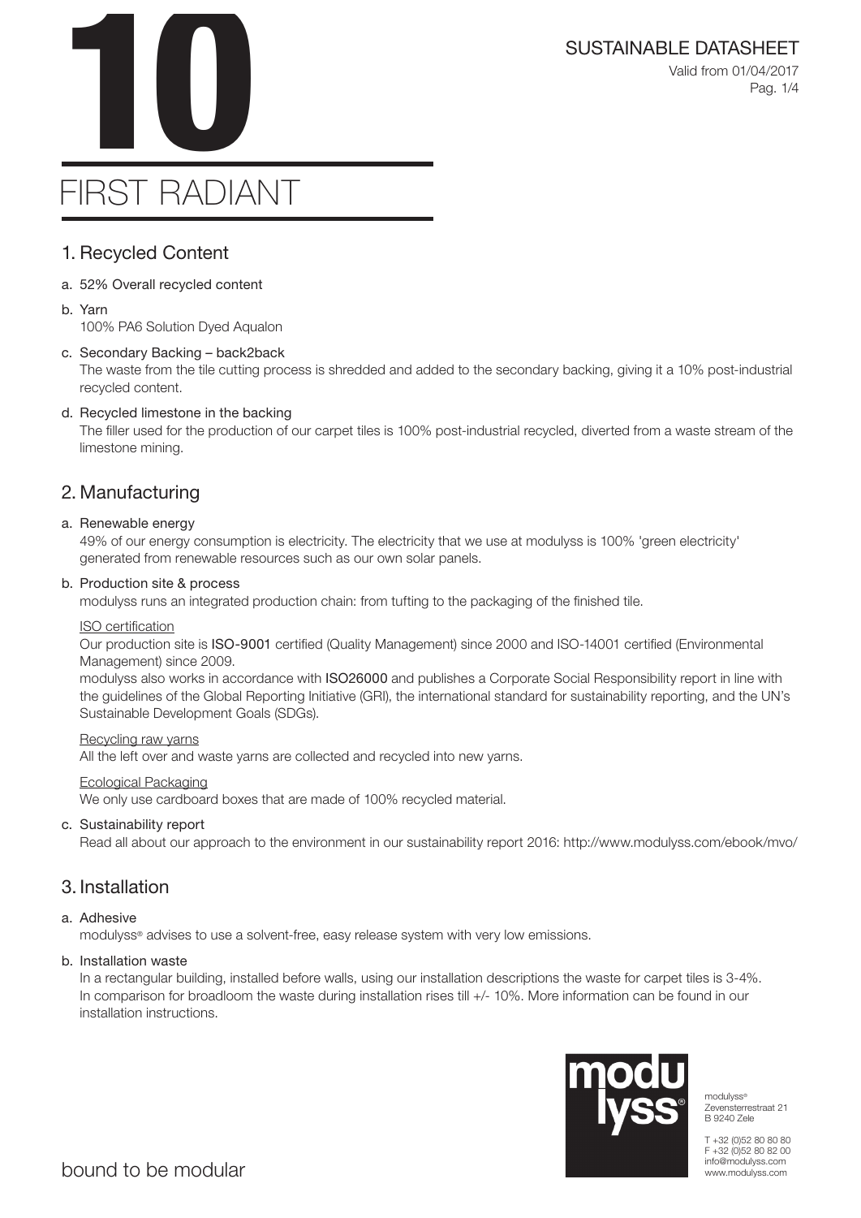# 10

# FIRST RADIANT

SUSTAINABLE DATASHEET

Valid from 01/04/2017

## 1. Recycled Content

a. 52% Overall recycled content

b. Yarn
   100% PA6 Solution Dyed Aqualon

c. Secondary Backing – back2back
   The waste from the tile cutting process is shredded and added to the secondary backing, giving it a 10% post-industrial recycled content.

d. Recycled limestone in the backing
   The filler used for the production of our carpet tiles is 100% post-industrial recycled, diverted from a waste stream of the limestone mining.

## 2. Manufacturing

a. Renewable energy
   49% of our energy consumption is electricity. The electricity that we use at modulyss is 100% 'green electricity' generated from renewable resources such as our own solar panels.

b. Production site & process
   modulyss runs an integrated production chain: from tufting to the packaging of the finished tile.

   ISO certification
   Our production site is ISO-9001 certified (Quality Management) since 2000 and ISO-14001 certified (Environmental Management) since 2009.
   modulyss also works in accordance with ISO26000 and publishes a Corporate Social Responsibility report in line with the guidelines of the Global Reporting Initiative (GRI), the international standard for sustainability reporting, and the UN's Sustainable Development Goals (SDGs).

   Recycling raw yarns
   All the left over and waste yarns are collected and recycled into new yarns.

   Ecological Packaging
   We only use cardboard boxes that are made of 100% recycled material.

c. Sustainability report
   Read all about our approach to the environment in our sustainability report 2016: http://www.modulyss.com/ebook/mvo/

## 3. Installation

a. Adhesive
   modulyss® advises to use a solvent-free, easy release system with very low emissions.

b. Installation waste
   In a rectangular building, installed before walls, using our installation descriptions the waste for carpet tiles is 3-4%. In comparison for broadloom the waste during installation rises till +/- 10%. More information can be found in our installation instructions.

bound to be modular

modulyss®
Zevensterrestraat 21
B 9240 Zele

T +32 (0)52 80 80 80
F +32 (0)52 80 82 00
info@modulyss.com
www.modulyss.com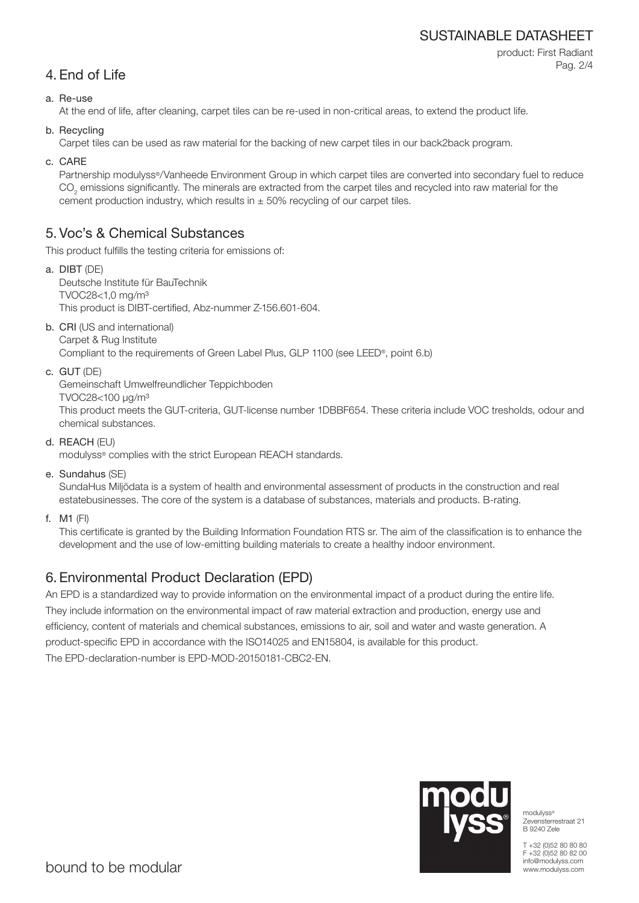## 4. End of Life

a. Re-use
At the end of life, after cleaning, carpet tiles can be re-used in non-critical areas, to extend the product life.

b. Recycling
Carpet tiles can be used as raw material for the backing of new carpet tiles in our back2back program.

c. CARE
Partnership modulyss®/Vanheede Environment Group in which carpet tiles are converted into secondary fuel to reduce $CO_2$ emissions significantly. The minerals are extracted from the carpet tiles and recycled into raw material for the cement production industry, which results in ± 50% recycling of our carpet tiles.

## 5. Voc's & Chemical Substances

This product fulfills the testing criteria for emissions of:

a. **DIBT** (DE)
Deutsche Institute für BauTechnik
TVOC28<1,0 mg/m³
This product is DIBT-certified, Abz-nummer Z-156.601-604.

b. **CRI** (US and international)
Carpet & Rug Institute
Compliant to the requirements of Green Label Plus, GLP 1100 (see LEED®, point 6.b)

c. **GUT** (DE)
Gemeinschaft Umwelfreundlicher Teppichboden
TVOC28<100 µg/m³
This product meets the GUT-criteria, GUT-license number 1DBBF654. These criteria include VOC tresholds, odour and chemical substances.

d. **REACH** (EU)
modulyss® complies with the strict European REACH standards.

e. **Sundahus** (SE)
SundaHus Miljödata is a system of health and environmental assessment of products in the construction and real estatebusinesses. The core of the system is a database of substances, materials and products. B-rating.

f. **M1** (FI)
This certificate is granted by the Building Information Foundation RTS sr. The aim of the classification is to enhance the development and the use of low-emitting building materials to create a healthy indoor environment.

## 6. Environmental Product Declaration (EPD)

An EPD is a standardized way to provide information on the environmental impact of a product during the entire life. They include information on the environmental impact of raw material extraction and production, energy use and efficiency, content of materials and chemical substances, emissions to air, soil and water and waste generation. A product-specific EPD in accordance with the ISO14025 and EN15804, is available for this product.
The EPD-declaration-number is EPD-MOD-20150181-CBC2-EN.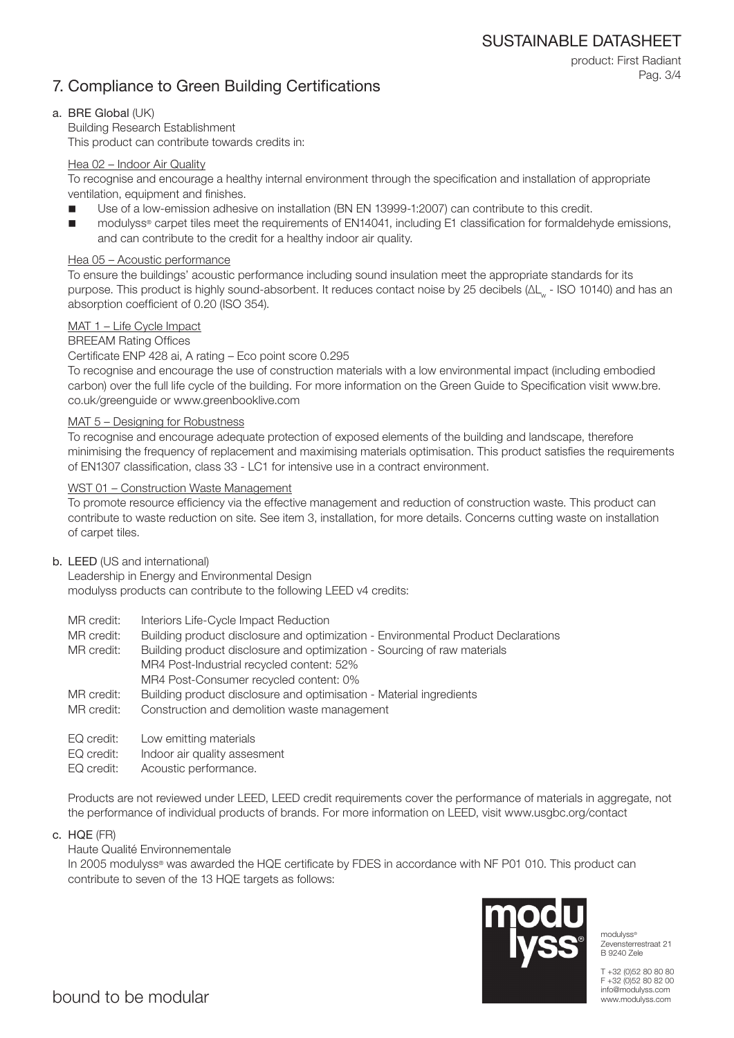# 7. Compliance to Green Building Certifications

## a. BRE Global (UK)

Building Research Establishment
This product can contribute towards credits in:

### Hea 02 – Indoor Air Quality

To recognise and encourage a healthy internal environment through the specification and installation of appropriate ventilation, equipment and finishes.

- Use of a low-emission adhesive on installation (BN EN 13999-1:2007) can contribute to this credit.
- modulyss® carpet tiles meet the requirements of EN14041, including E1 classification for formaldehyde emissions, and can contribute to the credit for a healthy indoor air quality.

### Hea 05 – Acoustic performance

To ensure the buildings' acoustic performance including sound insulation meet the appropriate standards for its purpose. This product is highly sound-absorbent. It reduces contact noise by 25 decibels ($\Delta L_w$ - ISO 10140) and has an absorption coefficient of 0.20 (ISO 354).

### MAT 1 – Life Cycle Impact

BREEAM Rating Offices
Certificate ENP 428 ai, A rating – Eco point score 0.295
To recognise and encourage the use of construction materials with a low environmental impact (including embodied carbon) over the full life cycle of the building. For more information on the Green Guide to Specification visit www.bre.co.uk/greenguide or www.greenbooklive.com

### MAT 5 – Designing for Robustness

To recognise and encourage adequate protection of exposed elements of the building and landscape, therefore minimising the frequency of replacement and maximising materials optimisation. This product satisfies the requirements of EN1307 classification, class 33 - LC1 for intensive use in a contract environment.

### WST 01 – Construction Waste Management

To promote resource efficiency via the effective management and reduction of construction waste. This product can contribute to waste reduction on site. See item 3, installation, for more details. Concerns cutting waste on installation of carpet tiles.

## b. LEED (US and international)

Leadership in Energy and Environmental Design
modulyss products can contribute to the following LEED v4 credits:

MR credit: Interiors Life-Cycle Impact Reduction
MR credit: Building product disclosure and optimization - Environmental Product Declarations
MR credit: Building product disclosure and optimization - Sourcing of raw materials
MR4 Post-Industrial recycled content: 52%
MR4 Post-Consumer recycled content: 0%
MR credit: Building product disclosure and optimisation - Material ingredients
MR credit: Construction and demolition waste management

EQ credit: Low emitting materials
EQ credit: Indoor air quality assesment
EQ credit: Acoustic performance.

Products are not reviewed under LEED, LEED credit requirements cover the performance of materials in aggregate, not the performance of individual products of brands. For more information on LEED, visit www.usgbc.org/contact

## c. HQE (FR)

Haute Qualité Environnementale
In 2005 modulyss® was awarded the HQE certificate by FDES in accordance with NF P01 010. This product can contribute to seven of the 13 HQE targets as follows: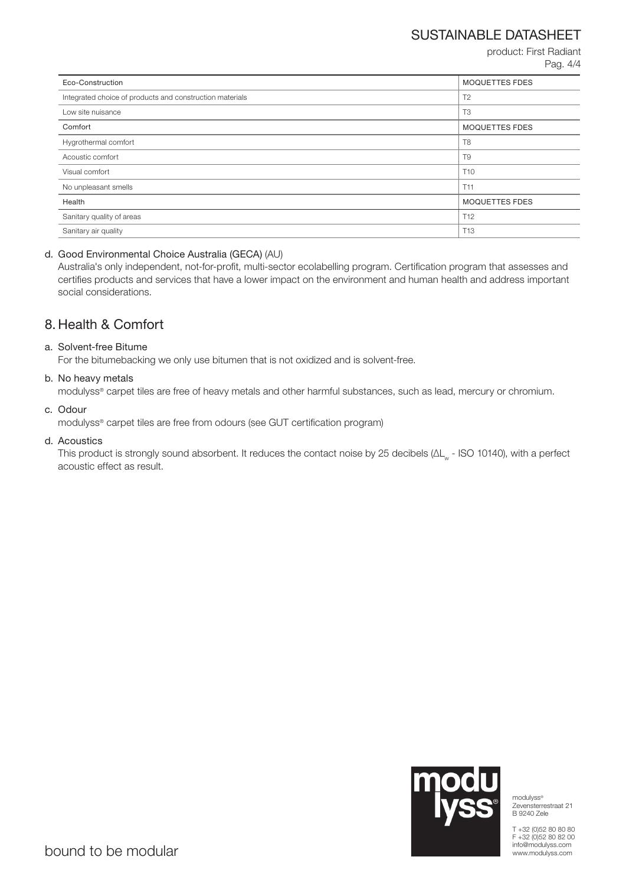| Eco-Construction | MOQUETTES FDES |
|---|---|
| Integrated choice of products and construction materials | T2 |
| Low site nuisance | T3 |
| Comfort | MOQUETTES FDES |
| Hygrothermal comfort | T8 |
| Acoustic comfort | T9 |
| Visual comfort | T10 |
| No unpleasant smells | T11 |
| Health | MOQUETTES FDES |
| Sanitary quality of areas | T12 |
| Sanitary air quality | T13 |

d. Good Environmental Choice Australia (GECA) (AU)

Australia's only independent, not-for-profit, multi-sector ecolabelling program. Certification program that assesses and certifies products and services that have a lower impact on the environment and human health and address important social considerations.

## 8. Health & Comfort

a. Solvent-free Bitume

For the bitumebacking we only use bitumen that is not oxidized and is solvent-free.

b. No heavy metals

modulyss® carpet tiles are free of heavy metals and other harmful substances, such as lead, mercury or chromium.

c. Odour

modulyss® carpet tiles are free from odours (see GUT certification program)

d. Acoustics

This product is strongly sound absorbent. It reduces the contact noise by 25 decibels ($\Delta L_w$ - ISO 10140), with a perfect acoustic effect as result.

modulyss®
Zevensterrestraat 21
B 9240 Zele

T +32 (0)52 80 80 80
F +32 (0)52 80 82 00
info@modulyss.com
www.modulyss.com

bound to be modular